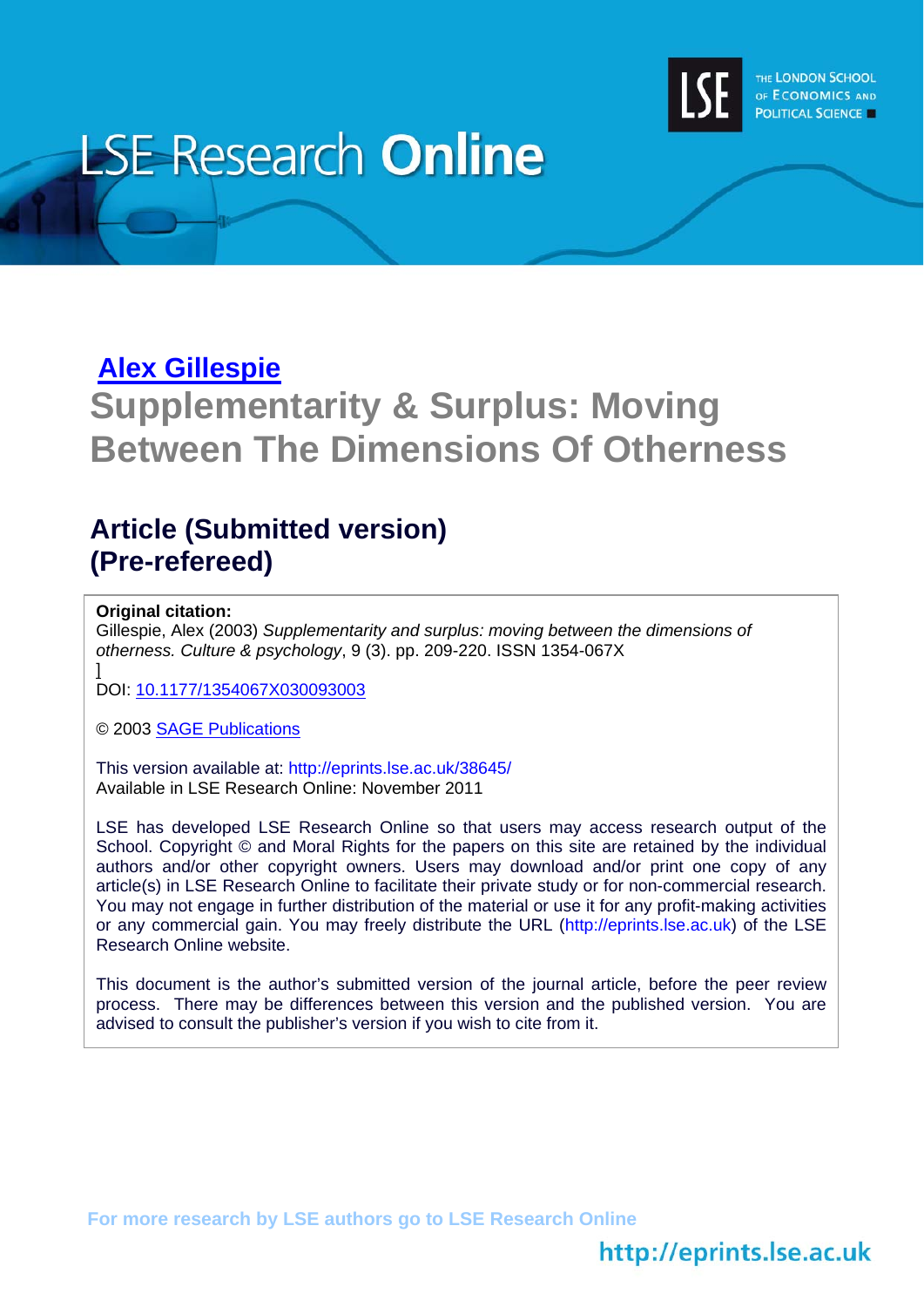# LSE Research Online

**Alex Gillespie**

# Supplementarity & Surplus: Moving Between The Dimensions Of Otherness

## Article (Submitted version) (Pre-refereed)

**Original citation:**
Gillespie, Alex (2003) *Supplementarity and surplus: moving between the dimensions of otherness. Culture & psychology*, 9 (3). pp. 209-220. ISSN 1354-067X
]
DOI: 10.1177/1354067X030093003

© 2003 SAGE Publications

This version available at: http://eprints.lse.ac.uk/38645/
Available in LSE Research Online: November 2011

LSE has developed LSE Research Online so that users may access research output of the School. Copyright © and Moral Rights for the papers on this site are retained by the individual authors and/or other copyright owners. Users may download and/or print one copy of any article(s) in LSE Research Online to facilitate their private study or for non-commercial research. You may not engage in further distribution of the material or use it for any profit-making activities or any commercial gain. You may freely distribute the URL (http://eprints.lse.ac.uk) of the LSE Research Online website.

This document is the author's submitted version of the journal article, before the peer review process. There may be differences between this version and the published version. You are advised to consult the publisher's version if you wish to cite from it.

For more research by LSE authors go to LSE Research Online

http://eprints.lse.ac.uk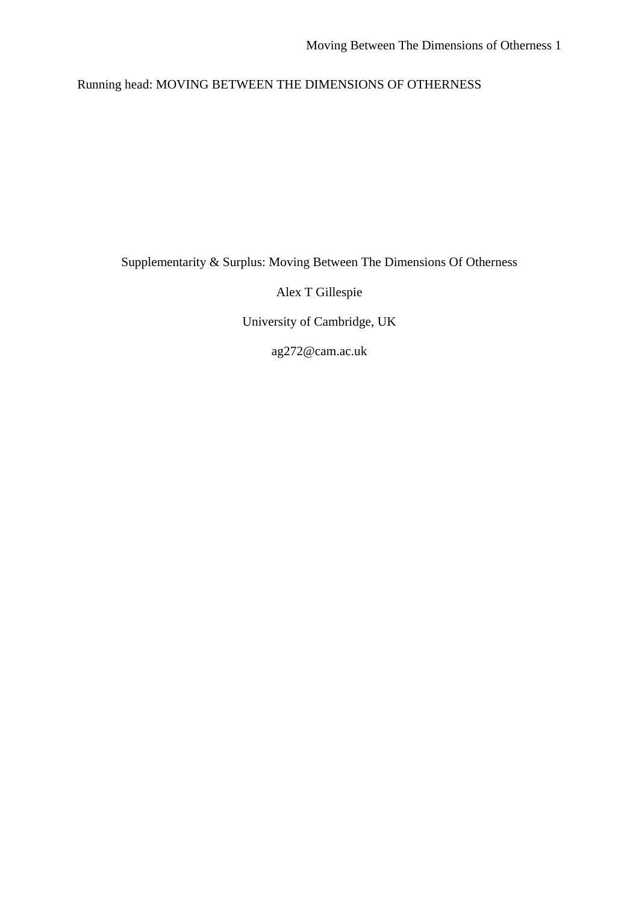Running head: MOVING BETWEEN THE DIMENSIONS OF OTHERNESS

# Supplementarity & Surplus: Moving Between The Dimensions Of Otherness

Alex T Gillespie

University of Cambridge, UK

ag272@cam.ac.uk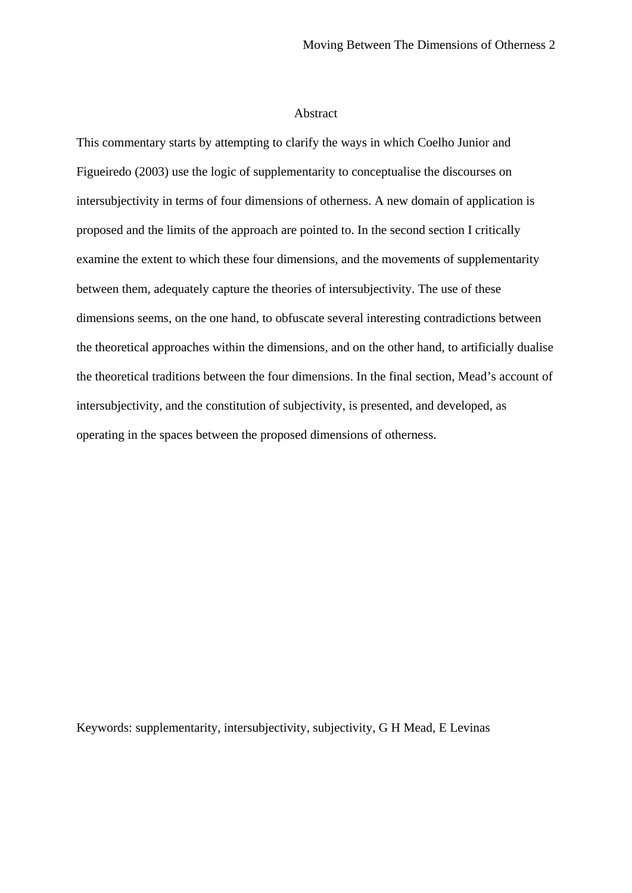## Abstract

This commentary starts by attempting to clarify the ways in which Coelho Junior and Figueiredo (2003) use the logic of supplementarity to conceptualise the discourses on intersubjectivity in terms of four dimensions of otherness. A new domain of application is proposed and the limits of the approach are pointed to. In the second section I critically examine the extent to which these four dimensions, and the movements of supplementarity between them, adequately capture the theories of intersubjectivity. The use of these dimensions seems, on the one hand, to obfuscate several interesting contradictions between the theoretical approaches within the dimensions, and on the other hand, to artificially dualise the theoretical traditions between the four dimensions. In the final section, Mead's account of intersubjectivity, and the constitution of subjectivity, is presented, and developed, as operating in the spaces between the proposed dimensions of otherness.

Keywords: supplementarity, intersubjectivity, subjectivity, G H Mead, E Levinas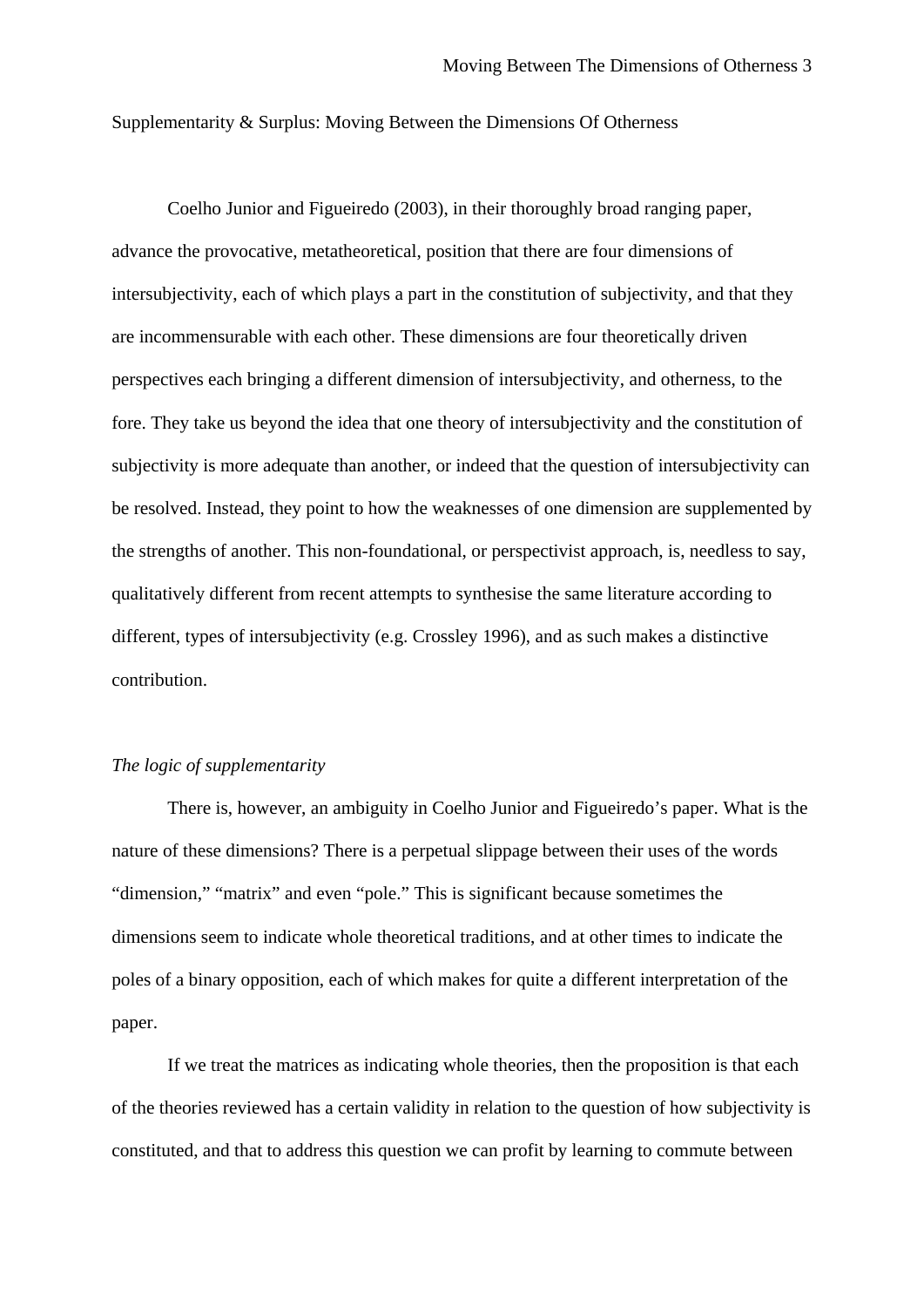Supplementarity & Surplus: Moving Between the Dimensions Of Otherness

Coelho Junior and Figueiredo (2003), in their thoroughly broad ranging paper, advance the provocative, metatheoretical, position that there are four dimensions of intersubjectivity, each of which plays a part in the constitution of subjectivity, and that they are incommensurable with each other. These dimensions are four theoretically driven perspectives each bringing a different dimension of intersubjectivity, and otherness, to the fore. They take us beyond the idea that one theory of intersubjectivity and the constitution of subjectivity is more adequate than another, or indeed that the question of intersubjectivity can be resolved. Instead, they point to how the weaknesses of one dimension are supplemented by the strengths of another. This non-foundational, or perspectivist approach, is, needless to say, qualitatively different from recent attempts to synthesise the same literature according to different, types of intersubjectivity (e.g. Crossley 1996), and as such makes a distinctive contribution.

*The logic of supplementarity*

There is, however, an ambiguity in Coelho Junior and Figueiredo's paper. What is the nature of these dimensions? There is a perpetual slippage between their uses of the words "dimension," "matrix" and even "pole." This is significant because sometimes the dimensions seem to indicate whole theoretical traditions, and at other times to indicate the poles of a binary opposition, each of which makes for quite a different interpretation of the paper.

If we treat the matrices as indicating whole theories, then the proposition is that each of the theories reviewed has a certain validity in relation to the question of how subjectivity is constituted, and that to address this question we can profit by learning to commute between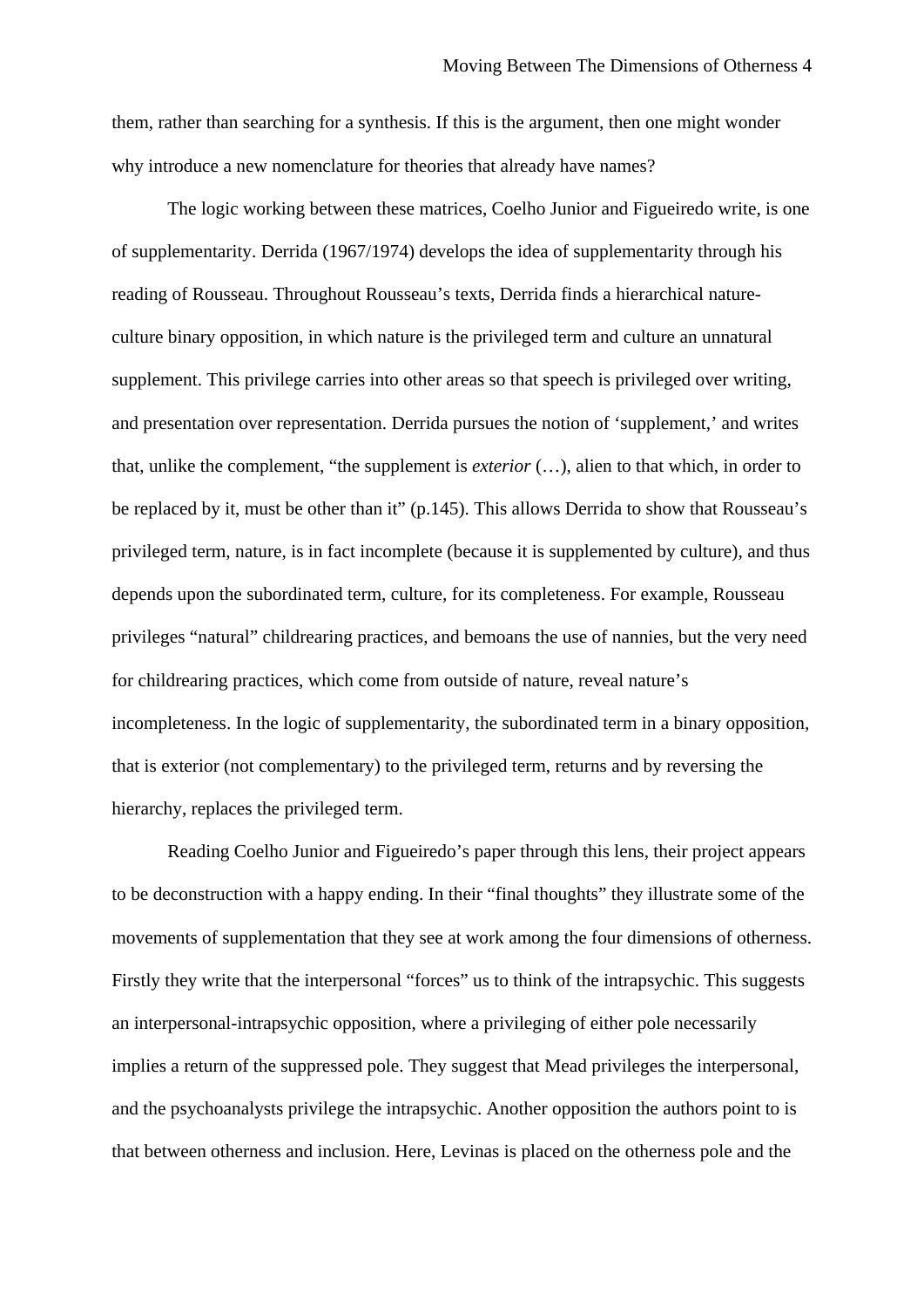them, rather than searching for a synthesis. If this is the argument, then one might wonder why introduce a new nomenclature for theories that already have names?

The logic working between these matrices, Coelho Junior and Figueiredo write, is one of supplementarity. Derrida (1967/1974) develops the idea of supplementarity through his reading of Rousseau. Throughout Rousseau's texts, Derrida finds a hierarchical nature-culture binary opposition, in which nature is the privileged term and culture an unnatural supplement. This privilege carries into other areas so that speech is privileged over writing, and presentation over representation. Derrida pursues the notion of 'supplement,' and writes that, unlike the complement, "the supplement is *exterior* (…), alien to that which, in order to be replaced by it, must be other than it" (p.145). This allows Derrida to show that Rousseau's privileged term, nature, is in fact incomplete (because it is supplemented by culture), and thus depends upon the subordinated term, culture, for its completeness. For example, Rousseau privileges "natural" childrearing practices, and bemoans the use of nannies, but the very need for childrearing practices, which come from outside of nature, reveal nature's incompleteness. In the logic of supplementarity, the subordinated term in a binary opposition, that is exterior (not complementary) to the privileged term, returns and by reversing the hierarchy, replaces the privileged term.

Reading Coelho Junior and Figueiredo's paper through this lens, their project appears to be deconstruction with a happy ending. In their "final thoughts" they illustrate some of the movements of supplementation that they see at work among the four dimensions of otherness. Firstly they write that the interpersonal "forces" us to think of the intrapsychic. This suggests an interpersonal-intrapsychic opposition, where a privileging of either pole necessarily implies a return of the suppressed pole. They suggest that Mead privileges the interpersonal, and the psychoanalysts privilege the intrapsychic. Another opposition the authors point to is that between otherness and inclusion. Here, Levinas is placed on the otherness pole and the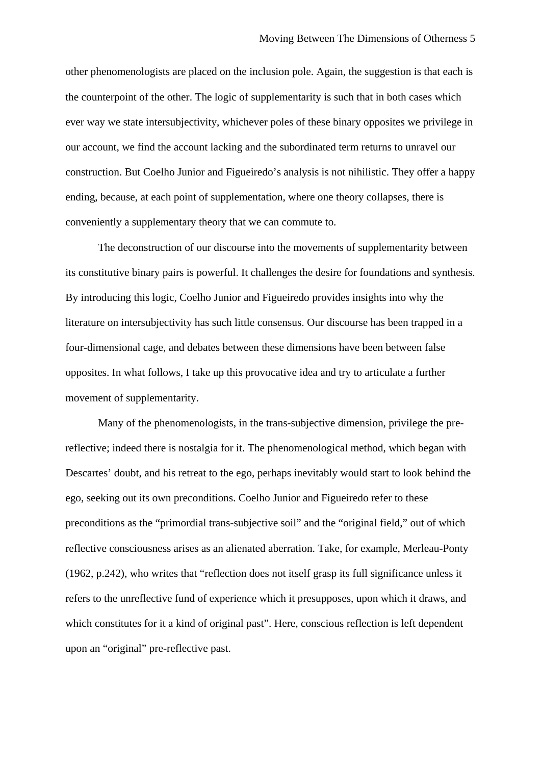other phenomenologists are placed on the inclusion pole. Again, the suggestion is that each is the counterpoint of the other. The logic of supplementarity is such that in both cases which ever way we state intersubjectivity, whichever poles of these binary opposites we privilege in our account, we find the account lacking and the subordinated term returns to unravel our construction. But Coelho Junior and Figueiredo's analysis is not nihilistic. They offer a happy ending, because, at each point of supplementation, where one theory collapses, there is conveniently a supplementary theory that we can commute to.

The deconstruction of our discourse into the movements of supplementarity between its constitutive binary pairs is powerful. It challenges the desire for foundations and synthesis. By introducing this logic, Coelho Junior and Figueiredo provides insights into why the literature on intersubjectivity has such little consensus. Our discourse has been trapped in a four-dimensional cage, and debates between these dimensions have been between false opposites. In what follows, I take up this provocative idea and try to articulate a further movement of supplementarity.

Many of the phenomenologists, in the trans-subjective dimension, privilege the pre-reflective; indeed there is nostalgia for it. The phenomenological method, which began with Descartes' doubt, and his retreat to the ego, perhaps inevitably would start to look behind the ego, seeking out its own preconditions. Coelho Junior and Figueiredo refer to these preconditions as the "primordial trans-subjective soil" and the "original field," out of which reflective consciousness arises as an alienated aberration. Take, for example, Merleau-Ponty (1962, p.242), who writes that "reflection does not itself grasp its full significance unless it refers to the unreflective fund of experience which it presupposes, upon which it draws, and which constitutes for it a kind of original past". Here, conscious reflection is left dependent upon an "original" pre-reflective past.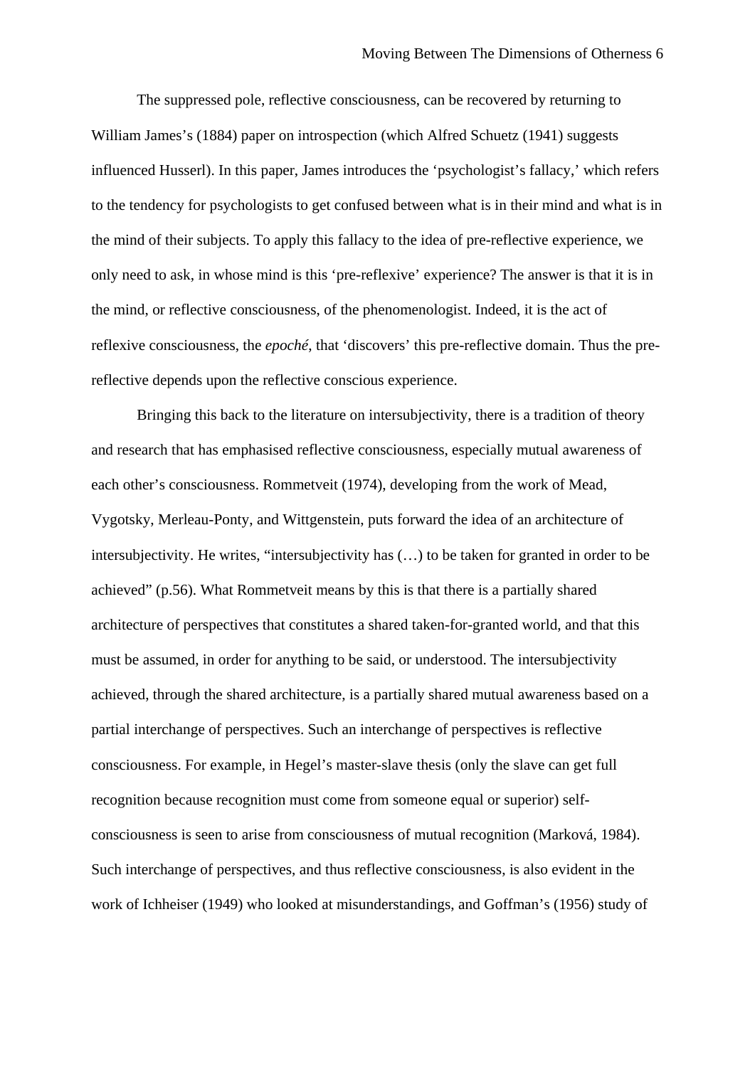The suppressed pole, reflective consciousness, can be recovered by returning to William James's (1884) paper on introspection (which Alfred Schuetz (1941) suggests influenced Husserl). In this paper, James introduces the 'psychologist's fallacy,' which refers to the tendency for psychologists to get confused between what is in their mind and what is in the mind of their subjects. To apply this fallacy to the idea of pre-reflective experience, we only need to ask, in whose mind is this 'pre-reflexive' experience? The answer is that it is in the mind, or reflective consciousness, of the phenomenologist. Indeed, it is the act of reflexive consciousness, the *epoché*, that 'discovers' this pre-reflective domain. Thus the pre-reflective depends upon the reflective conscious experience.

Bringing this back to the literature on intersubjectivity, there is a tradition of theory and research that has emphasised reflective consciousness, especially mutual awareness of each other's consciousness. Rommetveit (1974), developing from the work of Mead, Vygotsky, Merleau-Ponty, and Wittgenstein, puts forward the idea of an architecture of intersubjectivity. He writes, "intersubjectivity has (…) to be taken for granted in order to be achieved" (p.56). What Rommetveit means by this is that there is a partially shared architecture of perspectives that constitutes a shared taken-for-granted world, and that this must be assumed, in order for anything to be said, or understood. The intersubjectivity achieved, through the shared architecture, is a partially shared mutual awareness based on a partial interchange of perspectives. Such an interchange of perspectives is reflective consciousness. For example, in Hegel's master-slave thesis (only the slave can get full recognition because recognition must come from someone equal or superior) self-consciousness is seen to arise from consciousness of mutual recognition (Marková, 1984). Such interchange of perspectives, and thus reflective consciousness, is also evident in the work of Ichheiser (1949) who looked at misunderstandings, and Goffman's (1956) study of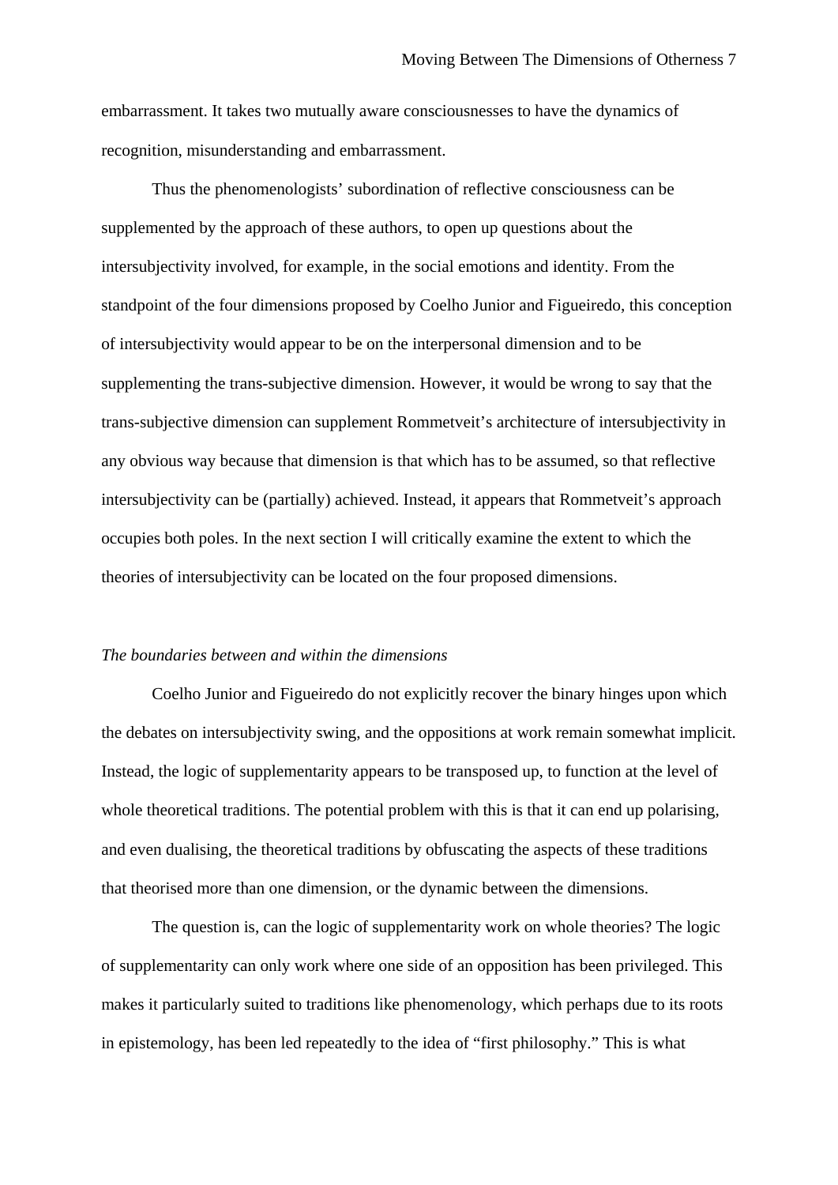embarrassment. It takes two mutually aware consciousnesses to have the dynamics of recognition, misunderstanding and embarrassment.

Thus the phenomenologists' subordination of reflective consciousness can be supplemented by the approach of these authors, to open up questions about the intersubjectivity involved, for example, in the social emotions and identity. From the standpoint of the four dimensions proposed by Coelho Junior and Figueiredo, this conception of intersubjectivity would appear to be on the interpersonal dimension and to be supplementing the trans-subjective dimension. However, it would be wrong to say that the trans-subjective dimension can supplement Rommetveit's architecture of intersubjectivity in any obvious way because that dimension is that which has to be assumed, so that reflective intersubjectivity can be (partially) achieved. Instead, it appears that Rommetveit's approach occupies both poles. In the next section I will critically examine the extent to which the theories of intersubjectivity can be located on the four proposed dimensions.

*The boundaries between and within the dimensions*

Coelho Junior and Figueiredo do not explicitly recover the binary hinges upon which the debates on intersubjectivity swing, and the oppositions at work remain somewhat implicit. Instead, the logic of supplementarity appears to be transposed up, to function at the level of whole theoretical traditions. The potential problem with this is that it can end up polarising, and even dualising, the theoretical traditions by obfuscating the aspects of these traditions that theorised more than one dimension, or the dynamic between the dimensions.

The question is, can the logic of supplementarity work on whole theories? The logic of supplementarity can only work where one side of an opposition has been privileged. This makes it particularly suited to traditions like phenomenology, which perhaps due to its roots in epistemology, has been led repeatedly to the idea of "first philosophy." This is what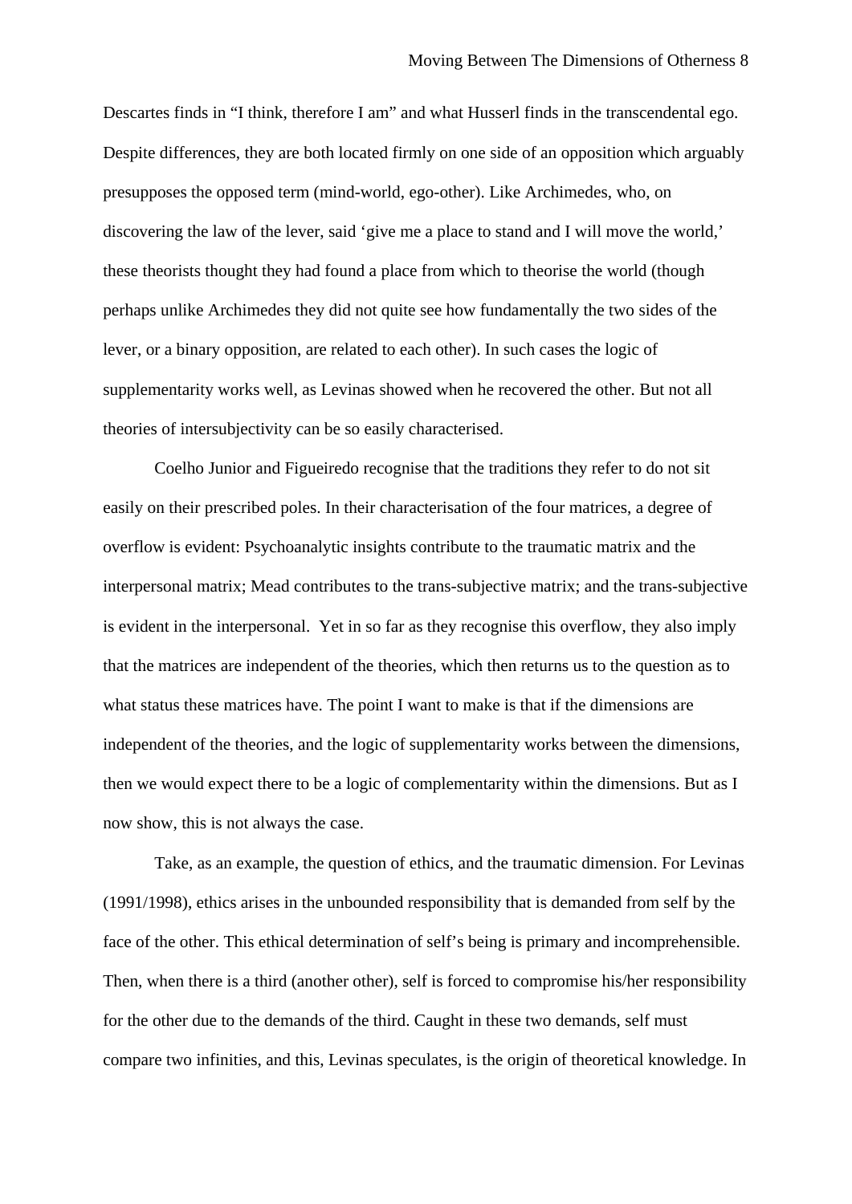Descartes finds in “I think, therefore I am” and what Husserl finds in the transcendental ego. Despite differences, they are both located firmly on one side of an opposition which arguably presupposes the opposed term (mind-world, ego-other). Like Archimedes, who, on discovering the law of the lever, said ‘give me a place to stand and I will move the world,’ these theorists thought they had found a place from which to theorise the world (though perhaps unlike Archimedes they did not quite see how fundamentally the two sides of the lever, or a binary opposition, are related to each other). In such cases the logic of supplementarity works well, as Levinas showed when he recovered the other. But not all theories of intersubjectivity can be so easily characterised.

Coelho Junior and Figueiredo recognise that the traditions they refer to do not sit easily on their prescribed poles. In their characterisation of the four matrices, a degree of overflow is evident: Psychoanalytic insights contribute to the traumatic matrix and the interpersonal matrix; Mead contributes to the trans-subjective matrix; and the trans-subjective is evident in the interpersonal. Yet in so far as they recognise this overflow, they also imply that the matrices are independent of the theories, which then returns us to the question as to what status these matrices have. The point I want to make is that if the dimensions are independent of the theories, and the logic of supplementarity works between the dimensions, then we would expect there to be a logic of complementarity within the dimensions. But as I now show, this is not always the case.

Take, as an example, the question of ethics, and the traumatic dimension. For Levinas (1991/1998), ethics arises in the unbounded responsibility that is demanded from self by the face of the other. This ethical determination of self’s being is primary and incomprehensible. Then, when there is a third (another other), self is forced to compromise his/her responsibility for the other due to the demands of the third. Caught in these two demands, self must compare two infinities, and this, Levinas speculates, is the origin of theoretical knowledge. In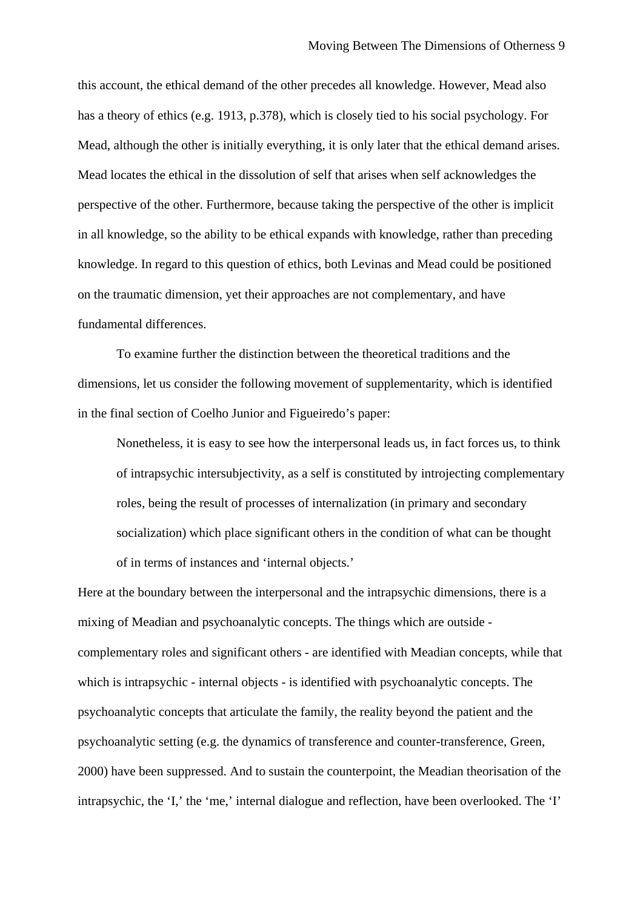this account, the ethical demand of the other precedes all knowledge. However, Mead also has a theory of ethics (e.g. 1913, p.378), which is closely tied to his social psychology. For Mead, although the other is initially everything, it is only later that the ethical demand arises. Mead locates the ethical in the dissolution of self that arises when self acknowledges the perspective of the other. Furthermore, because taking the perspective of the other is implicit in all knowledge, so the ability to be ethical expands with knowledge, rather than preceding knowledge. In regard to this question of ethics, both Levinas and Mead could be positioned on the traumatic dimension, yet their approaches are not complementary, and have fundamental differences.

To examine further the distinction between the theoretical traditions and the dimensions, let us consider the following movement of supplementarity, which is identified in the final section of Coelho Junior and Figueiredo's paper:

> Nonetheless, it is easy to see how the interpersonal leads us, in fact forces us, to think of intrapsychic intersubjectivity, as a self is constituted by introjecting complementary roles, being the result of processes of internalization (in primary and secondary socialization) which place significant others in the condition of what can be thought of in terms of instances and 'internal objects.'

Here at the boundary between the interpersonal and the intrapsychic dimensions, there is a mixing of Meadian and psychoanalytic concepts. The things which are outside - complementary roles and significant others - are identified with Meadian concepts, while that which is intrapsychic - internal objects - is identified with psychoanalytic concepts. The psychoanalytic concepts that articulate the family, the reality beyond the patient and the psychoanalytic setting (e.g. the dynamics of transference and counter-transference, Green, 2000) have been suppressed. And to sustain the counterpoint, the Meadian theorisation of the intrapsychic, the 'I,' the 'me,' internal dialogue and reflection, have been overlooked. The 'I'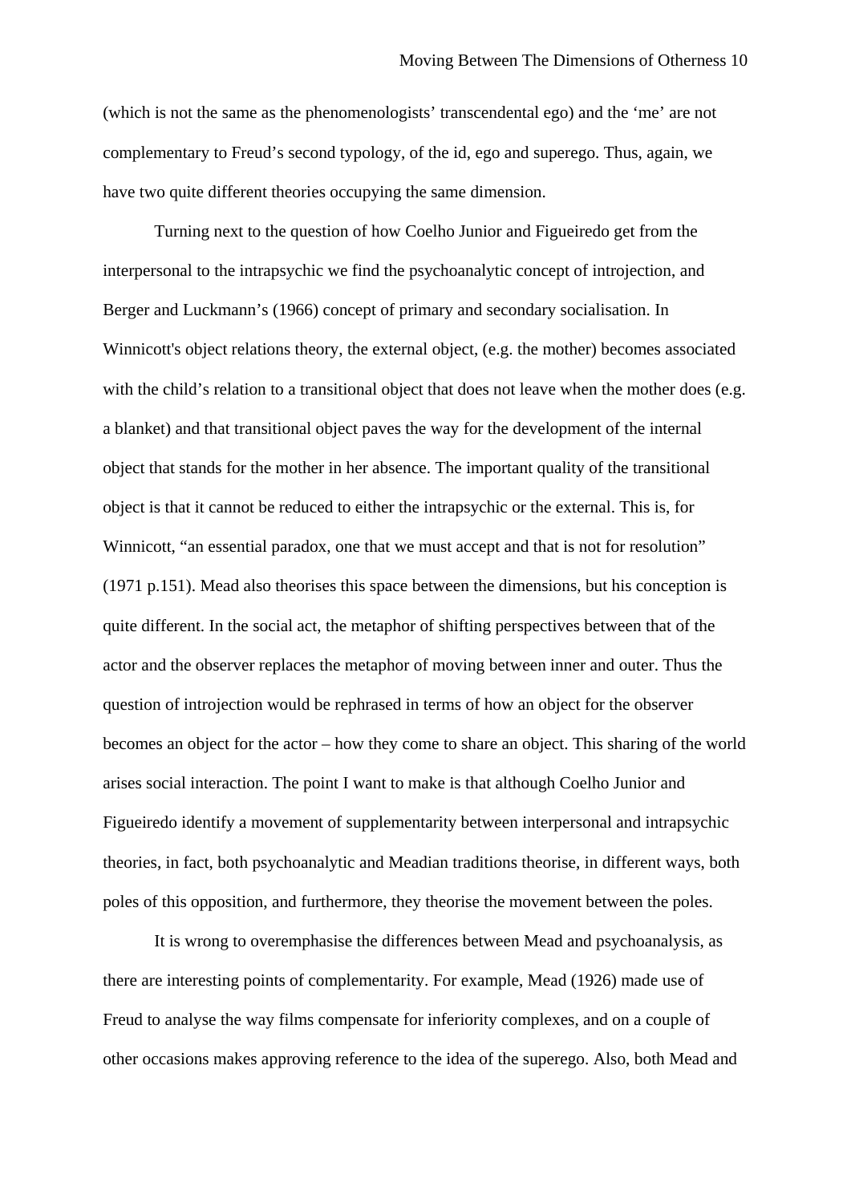(which is not the same as the phenomenologists' transcendental ego) and the 'me' are not complementary to Freud's second typology, of the id, ego and superego. Thus, again, we have two quite different theories occupying the same dimension.

Turning next to the question of how Coelho Junior and Figueiredo get from the interpersonal to the intrapsychic we find the psychoanalytic concept of introjection, and Berger and Luckmann's (1966) concept of primary and secondary socialisation. In Winnicott's object relations theory, the external object, (e.g. the mother) becomes associated with the child's relation to a transitional object that does not leave when the mother does (e.g. a blanket) and that transitional object paves the way for the development of the internal object that stands for the mother in her absence. The important quality of the transitional object is that it cannot be reduced to either the intrapsychic or the external. This is, for Winnicott, "an essential paradox, one that we must accept and that is not for resolution" (1971 p.151). Mead also theorises this space between the dimensions, but his conception is quite different. In the social act, the metaphor of shifting perspectives between that of the actor and the observer replaces the metaphor of moving between inner and outer. Thus the question of introjection would be rephrased in terms of how an object for the observer becomes an object for the actor – how they come to share an object. This sharing of the world arises social interaction. The point I want to make is that although Coelho Junior and Figueiredo identify a movement of supplementarity between interpersonal and intrapsychic theories, in fact, both psychoanalytic and Meadian traditions theorise, in different ways, both poles of this opposition, and furthermore, they theorise the movement between the poles.

It is wrong to overemphasise the differences between Mead and psychoanalysis, as there are interesting points of complementarity. For example, Mead (1926) made use of Freud to analyse the way films compensate for inferiority complexes, and on a couple of other occasions makes approving reference to the idea of the superego. Also, both Mead and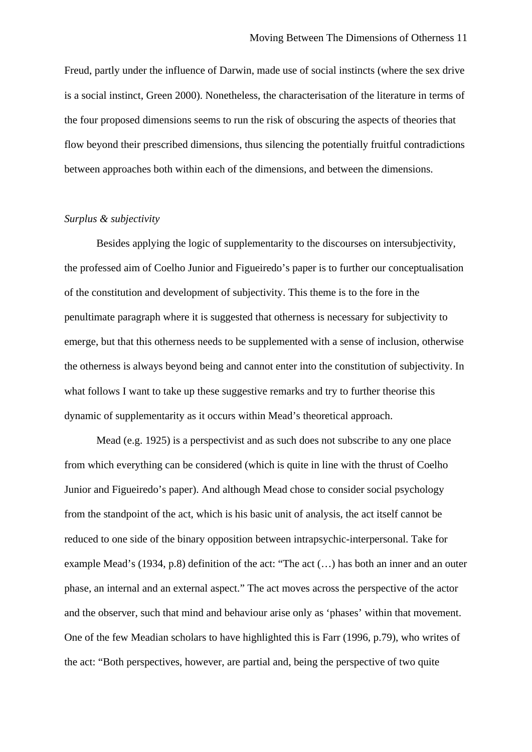Freud, partly under the influence of Darwin, made use of social instincts (where the sex drive is a social instinct, Green 2000). Nonetheless, the characterisation of the literature in terms of the four proposed dimensions seems to run the risk of obscuring the aspects of theories that flow beyond their prescribed dimensions, thus silencing the potentially fruitful contradictions between approaches both within each of the dimensions, and between the dimensions.

*Surplus & subjectivity*

Besides applying the logic of supplementarity to the discourses on intersubjectivity, the professed aim of Coelho Junior and Figueiredo's paper is to further our conceptualisation of the constitution and development of subjectivity. This theme is to the fore in the penultimate paragraph where it is suggested that otherness is necessary for subjectivity to emerge, but that this otherness needs to be supplemented with a sense of inclusion, otherwise the otherness is always beyond being and cannot enter into the constitution of subjectivity. In what follows I want to take up these suggestive remarks and try to further theorise this dynamic of supplementarity as it occurs within Mead's theoretical approach.

Mead (e.g. 1925) is a perspectivist and as such does not subscribe to any one place from which everything can be considered (which is quite in line with the thrust of Coelho Junior and Figueiredo's paper). And although Mead chose to consider social psychology from the standpoint of the act, which is his basic unit of analysis, the act itself cannot be reduced to one side of the binary opposition between intrapsychic-interpersonal. Take for example Mead's (1934, p.8) definition of the act: "The act (…) has both an inner and an outer phase, an internal and an external aspect." The act moves across the perspective of the actor and the observer, such that mind and behaviour arise only as 'phases' within that movement. One of the few Meadian scholars to have highlighted this is Farr (1996, p.79), who writes of the act: "Both perspectives, however, are partial and, being the perspective of two quite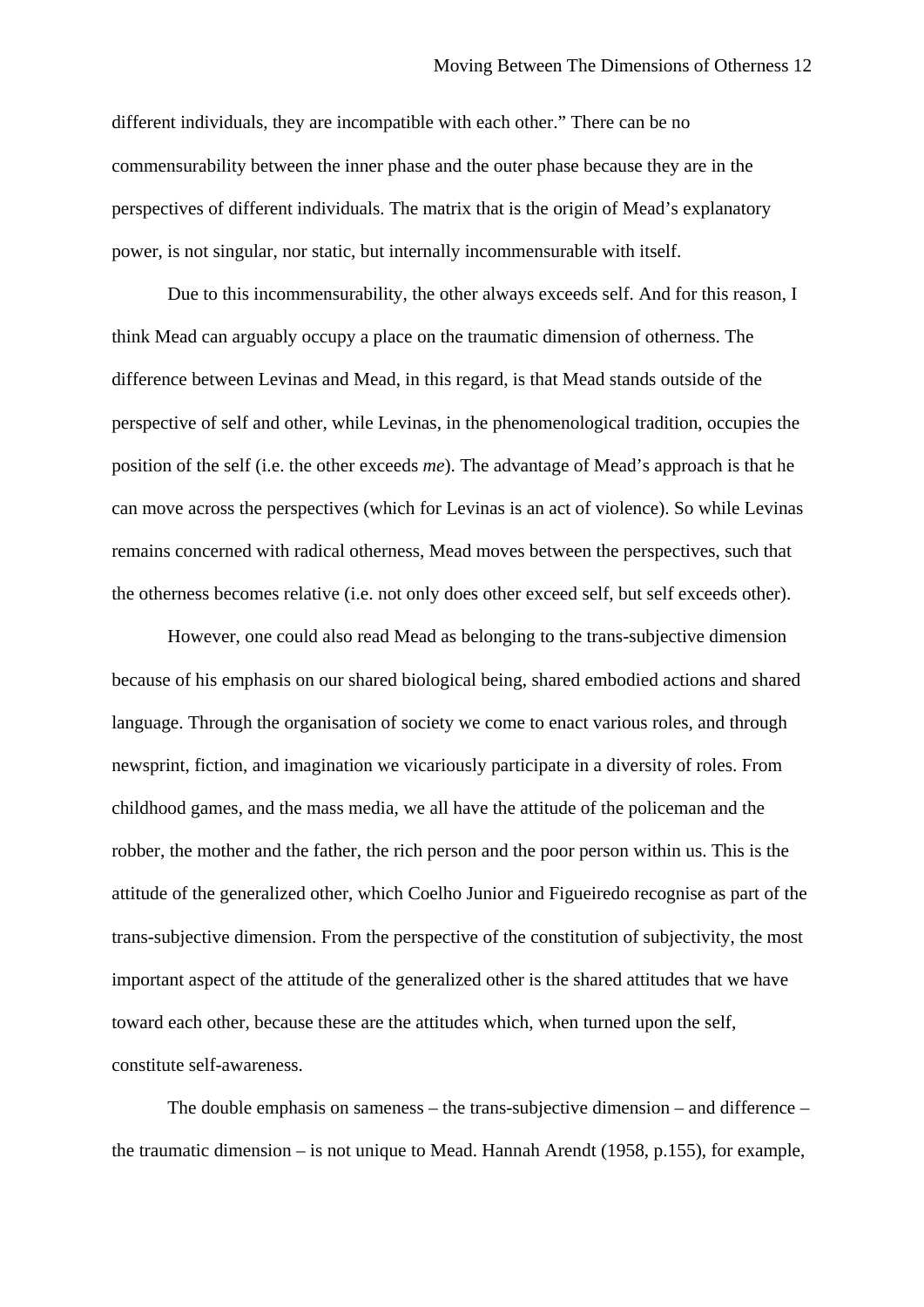different individuals, they are incompatible with each other." There can be no commensurability between the inner phase and the outer phase because they are in the perspectives of different individuals. The matrix that is the origin of Mead's explanatory power, is not singular, nor static, but internally incommensurable with itself.

Due to this incommensurability, the other always exceeds self. And for this reason, I think Mead can arguably occupy a place on the traumatic dimension of otherness. The difference between Levinas and Mead, in this regard, is that Mead stands outside of the perspective of self and other, while Levinas, in the phenomenological tradition, occupies the position of the self (i.e. the other exceeds *me*). The advantage of Mead's approach is that he can move across the perspectives (which for Levinas is an act of violence). So while Levinas remains concerned with radical otherness, Mead moves between the perspectives, such that the otherness becomes relative (i.e. not only does other exceed self, but self exceeds other).

However, one could also read Mead as belonging to the trans-subjective dimension because of his emphasis on our shared biological being, shared embodied actions and shared language. Through the organisation of society we come to enact various roles, and through newsprint, fiction, and imagination we vicariously participate in a diversity of roles. From childhood games, and the mass media, we all have the attitude of the policeman and the robber, the mother and the father, the rich person and the poor person within us. This is the attitude of the generalized other, which Coelho Junior and Figueiredo recognise as part of the trans-subjective dimension. From the perspective of the constitution of subjectivity, the most important aspect of the attitude of the generalized other is the shared attitudes that we have toward each other, because these are the attitudes which, when turned upon the self, constitute self-awareness.

The double emphasis on sameness – the trans-subjective dimension – and difference – the traumatic dimension – is not unique to Mead. Hannah Arendt (1958, p.155), for example,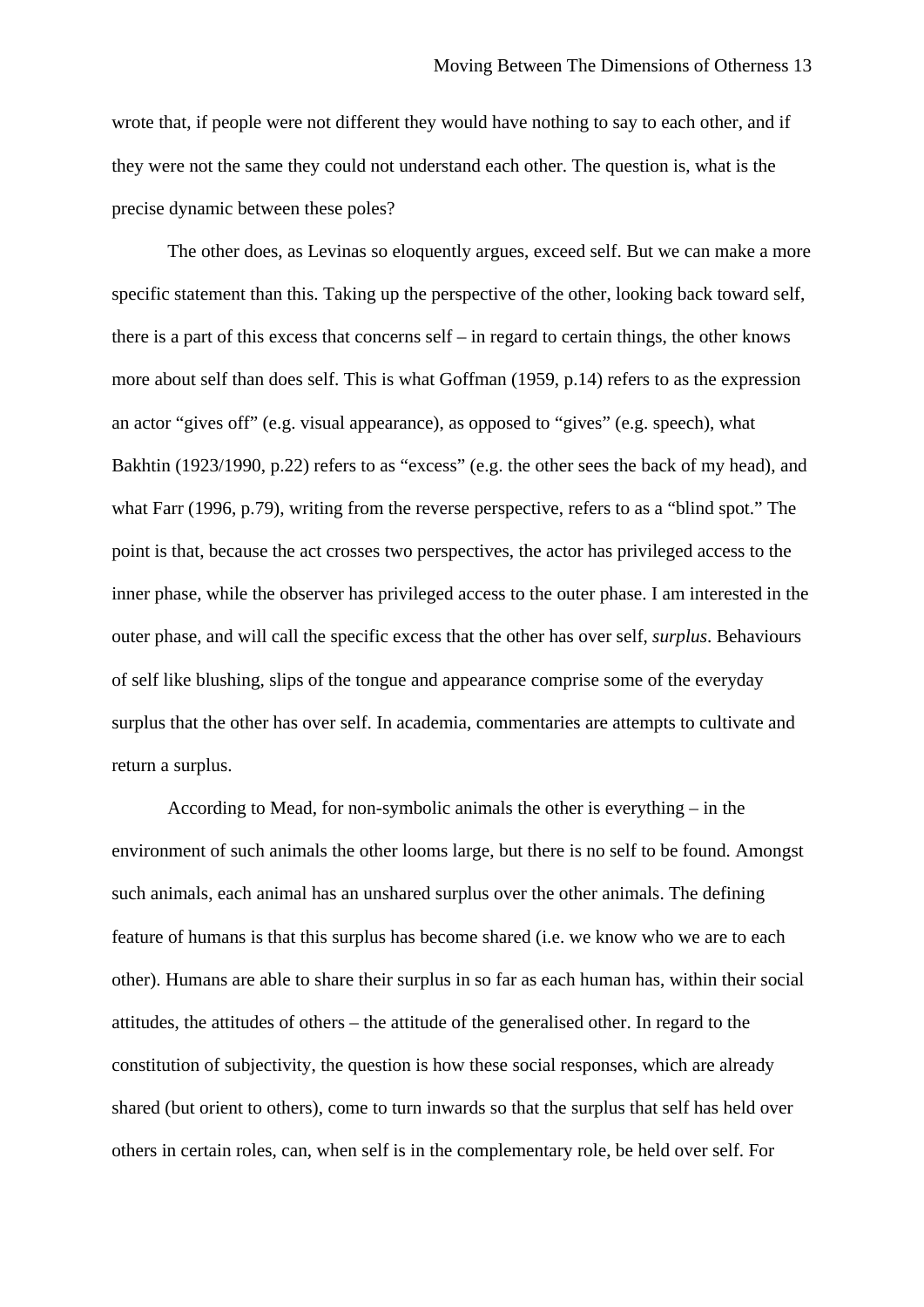wrote that, if people were not different they would have nothing to say to each other, and if they were not the same they could not understand each other. The question is, what is the precise dynamic between these poles?

The other does, as Levinas so eloquently argues, exceed self. But we can make a more specific statement than this. Taking up the perspective of the other, looking back toward self, there is a part of this excess that concerns self – in regard to certain things, the other knows more about self than does self. This is what Goffman (1959, p.14) refers to as the expression an actor "gives off" (e.g. visual appearance), as opposed to "gives" (e.g. speech), what Bakhtin (1923/1990, p.22) refers to as "excess" (e.g. the other sees the back of my head), and what Farr (1996, p.79), writing from the reverse perspective, refers to as a "blind spot." The point is that, because the act crosses two perspectives, the actor has privileged access to the inner phase, while the observer has privileged access to the outer phase. I am interested in the outer phase, and will call the specific excess that the other has over self, *surplus*. Behaviours of self like blushing, slips of the tongue and appearance comprise some of the everyday surplus that the other has over self. In academia, commentaries are attempts to cultivate and return a surplus.

According to Mead, for non-symbolic animals the other is everything – in the environment of such animals the other looms large, but there is no self to be found. Amongst such animals, each animal has an unshared surplus over the other animals. The defining feature of humans is that this surplus has become shared (i.e. we know who we are to each other). Humans are able to share their surplus in so far as each human has, within their social attitudes, the attitudes of others – the attitude of the generalised other. In regard to the constitution of subjectivity, the question is how these social responses, which are already shared (but orient to others), come to turn inwards so that the surplus that self has held over others in certain roles, can, when self is in the complementary role, be held over self. For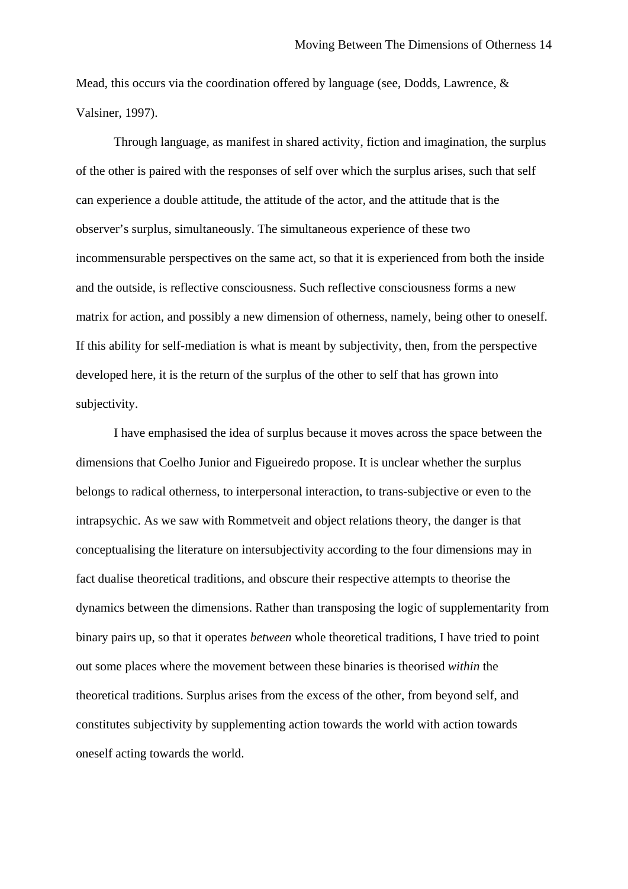Mead, this occurs via the coordination offered by language (see, Dodds, Lawrence, & Valsiner, 1997).

Through language, as manifest in shared activity, fiction and imagination, the surplus of the other is paired with the responses of self over which the surplus arises, such that self can experience a double attitude, the attitude of the actor, and the attitude that is the observer's surplus, simultaneously. The simultaneous experience of these two incommensurable perspectives on the same act, so that it is experienced from both the inside and the outside, is reflective consciousness. Such reflective consciousness forms a new matrix for action, and possibly a new dimension of otherness, namely, being other to oneself. If this ability for self-mediation is what is meant by subjectivity, then, from the perspective developed here, it is the return of the surplus of the other to self that has grown into subjectivity.

I have emphasised the idea of surplus because it moves across the space between the dimensions that Coelho Junior and Figueiredo propose. It is unclear whether the surplus belongs to radical otherness, to interpersonal interaction, to trans-subjective or even to the intrapsychic. As we saw with Rommetveit and object relations theory, the danger is that conceptualising the literature on intersubjectivity according to the four dimensions may in fact dualise theoretical traditions, and obscure their respective attempts to theorise the dynamics between the dimensions. Rather than transposing the logic of supplementarity from binary pairs up, so that it operates *between* whole theoretical traditions, I have tried to point out some places where the movement between these binaries is theorised *within* the theoretical traditions. Surplus arises from the excess of the other, from beyond self, and constitutes subjectivity by supplementing action towards the world with action towards oneself acting towards the world.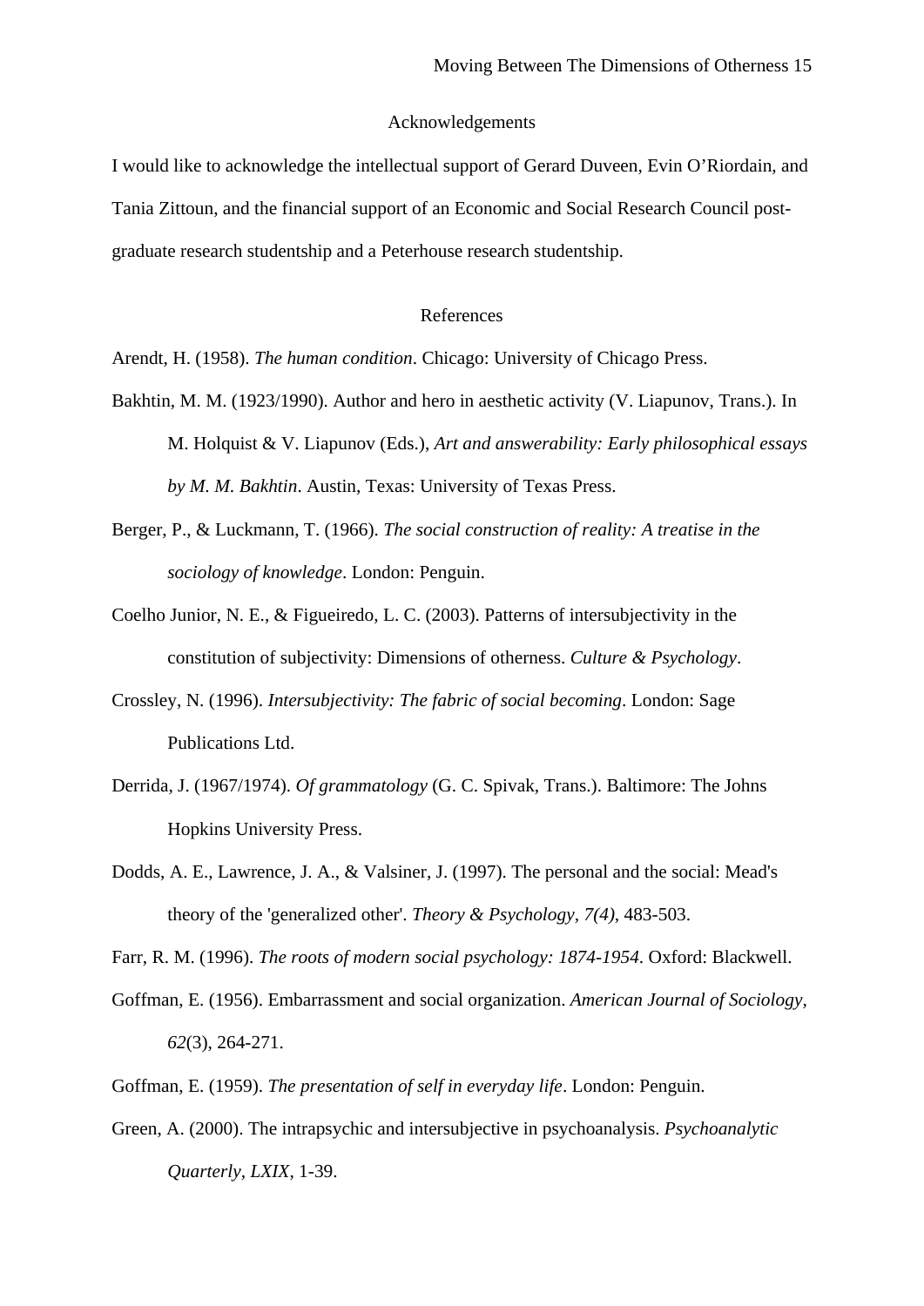## Acknowledgements

I would like to acknowledge the intellectual support of Gerard Duveen, Evin O'Riordain, and Tania Zittoun, and the financial support of an Economic and Social Research Council post-graduate research studentship and a Peterhouse research studentship.

## References

Arendt, H. (1958). *The human condition*. Chicago: University of Chicago Press.

Bakhtin, M. M. (1923/1990). Author and hero in aesthetic activity (V. Liapunov, Trans.). In M. Holquist & V. Liapunov (Eds.), *Art and answerability: Early philosophical essays by M. M. Bakhtin*. Austin, Texas: University of Texas Press.

Berger, P., & Luckmann, T. (1966). *The social construction of reality: A treatise in the sociology of knowledge*. London: Penguin.

Coelho Junior, N. E., & Figueiredo, L. C. (2003). Patterns of intersubjectivity in the constitution of subjectivity: Dimensions of otherness. *Culture & Psychology*.

Crossley, N. (1996). *Intersubjectivity: The fabric of social becoming*. London: Sage Publications Ltd.

Derrida, J. (1967/1974). *Of grammatology* (G. C. Spivak, Trans.). Baltimore: The Johns Hopkins University Press.

Dodds, A. E., Lawrence, J. A., & Valsiner, J. (1997). The personal and the social: Mead's theory of the 'generalized other'. *Theory & Psychology, 7(4)*, 483-503.

Farr, R. M. (1996). *The roots of modern social psychology: 1874-1954*. Oxford: Blackwell.

Goffman, E. (1956). Embarrassment and social organization. *American Journal of Sociology*, *62*(3), 264-271.

Goffman, E. (1959). *The presentation of self in everyday life*. London: Penguin.

Green, A. (2000). The intrapsychic and intersubjective in psychoanalysis. *Psychoanalytic Quarterly, LXIX*, 1-39.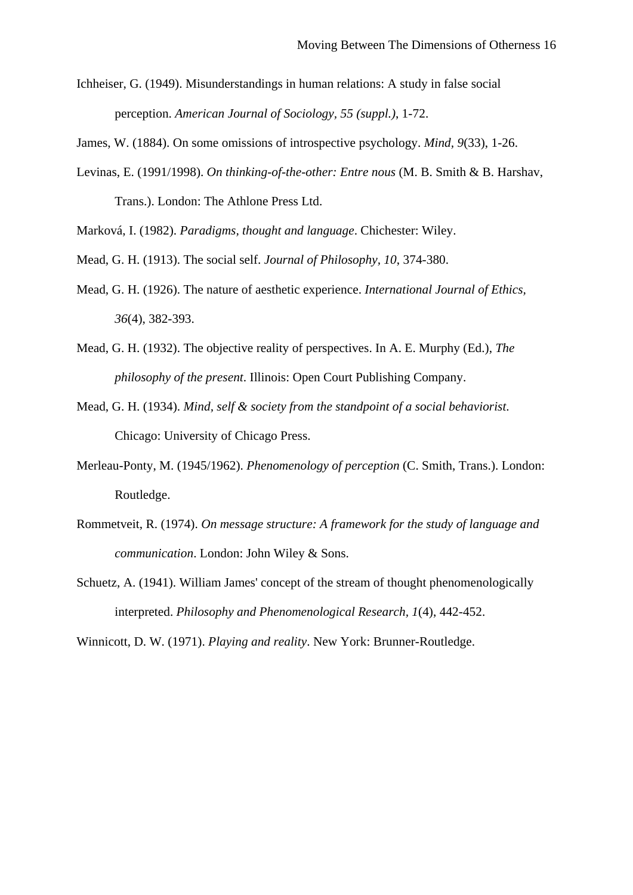Ichheiser, G. (1949). Misunderstandings in human relations: A study in false social perception. *American Journal of Sociology, 55 (suppl.)*, 1-72.

James, W. (1884). On some omissions of introspective psychology. *Mind, 9*(33), 1-26.

Levinas, E. (1991/1998). *On thinking-of-the-other: Entre nous* (M. B. Smith & B. Harshav, Trans.). London: The Athlone Press Ltd.

Marková, I. (1982). *Paradigms, thought and language*. Chichester: Wiley.

Mead, G. H. (1913). The social self. *Journal of Philosophy*, *10*, 374-380.

Mead, G. H. (1926). The nature of aesthetic experience. *International Journal of Ethics*, *36*(4), 382-393.

Mead, G. H. (1932). The objective reality of perspectives. In A. E. Murphy (Ed.), *The philosophy of the present*. Illinois: Open Court Publishing Company.

Mead, G. H. (1934). *Mind, self & society from the standpoint of a social behaviorist*. Chicago: University of Chicago Press.

Merleau-Ponty, M. (1945/1962). *Phenomenology of perception* (C. Smith, Trans.). London: Routledge.

Rommetveit, R. (1974). *On message structure: A framework for the study of language and communication*. London: John Wiley & Sons.

Schuetz, A. (1941). William James' concept of the stream of thought phenomenologically interpreted. *Philosophy and Phenomenological Research*, *1*(4), 442-452.

Winnicott, D. W. (1971). *Playing and reality*. New York: Brunner-Routledge.